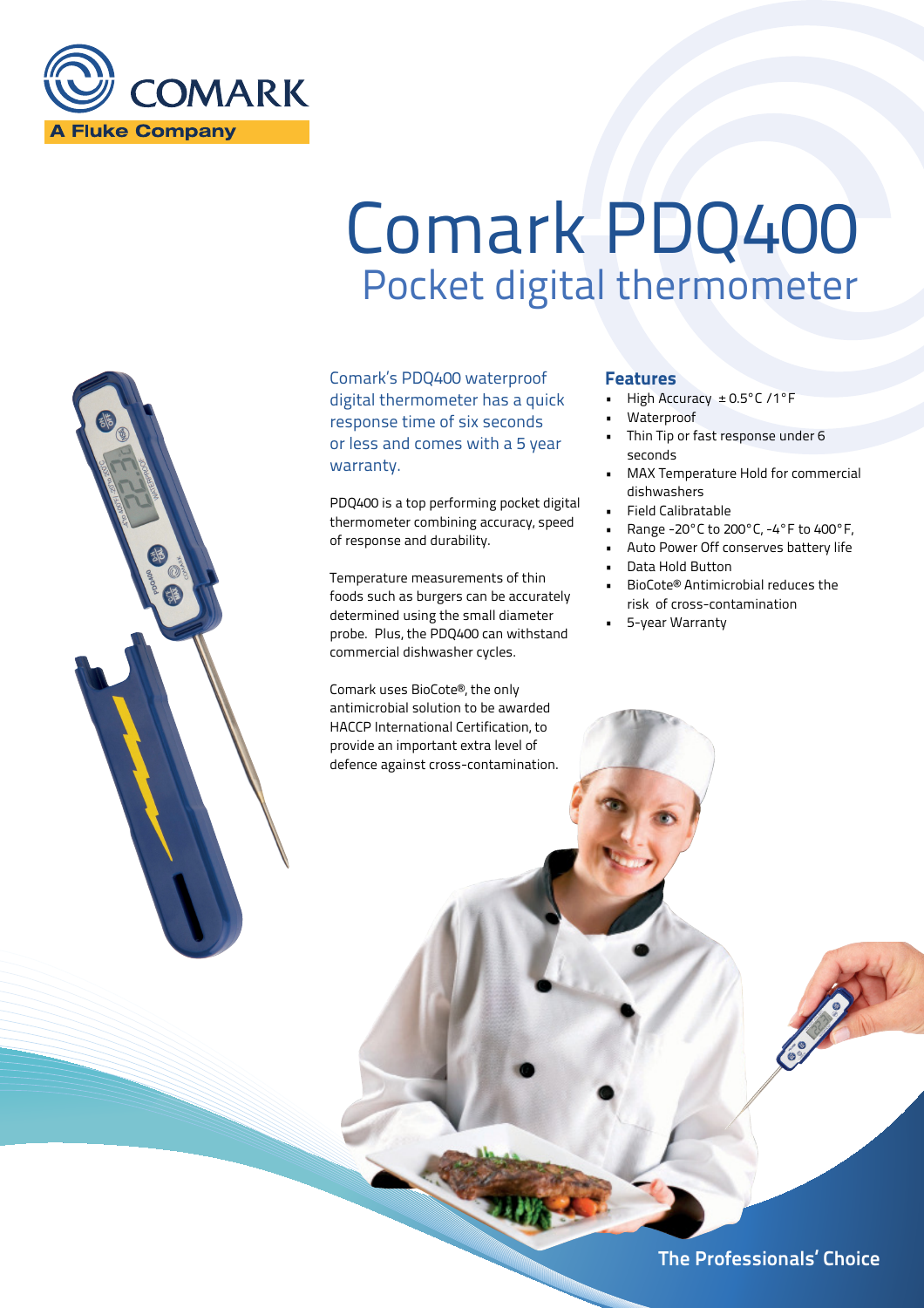COMARK

A Fluke Company

# Comark PDQ400

## Pocket digital thermometer

Comark's PDQ400 waterproof digital thermometer has a quick response time of six seconds or less and comes with a 5 year warranty.

PDQ400 is a top performing pocket digital thermometer combining accuracy, speed of response and durability.

Temperature measurements of thin foods such as burgers can be accurately determined using the small diameter probe. Plus, the PDQ400 can withstand commercial dishwasher cycles.

Comark uses BioCote®, the only antimicrobial solution to be awarded HACCP International Certification, to provide an important extra level of defence against cross-contamination.

### Features

- High Accuracy ±0.5°C /1°F
- Waterproof
- Thin Tip or fast response under 6 seconds
- MAX Temperature Hold for commercial dishwashers
- Field Calibratable
- Range -20°C to 200°C, -4°F to 400°F,
- Auto Power Off conserves battery life
- Data Hold Button
- BioCote® Antimicrobial reduces the risk of cross-contamination
- 5-year Warranty

**The Professionals' Choice**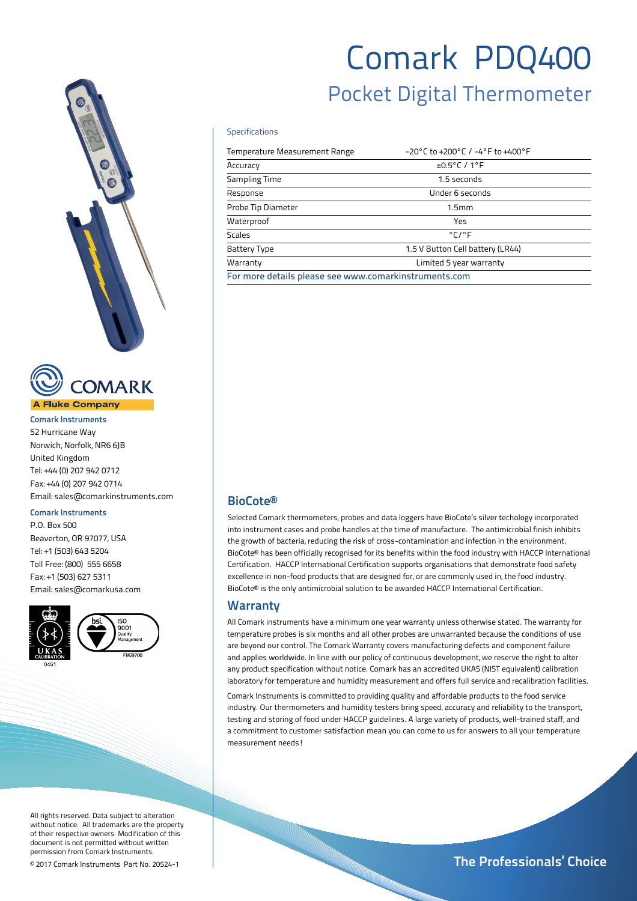# Comark PDQ400

## Pocket Digital Thermometer

Specifications

| | |
|---|---|
| Temperature Measurement Range | -20°C to +200°C / -4°F to +400°F |
| Accuracy | ±0.5°C / 1°F |
| Sampling Time | 1.5 seconds |
| Response | Under 6 seconds |
| Probe Tip Diameter | 1.5mm |
| Waterproof | Yes |
| Scales | °C/°F |
| Battery Type | 1.5 V Button Cell battery (LR44) |
| Warranty | Limited 5 year warranty |

For more details please see www.comarkinstruments.com

COMARK
A Fluke Company

**Comark Instruments**
52 Hurricane Way
Norwich, Norfolk, NR6 6JB
United Kingdom
Tel: +44 (0) 207 942 0712
Fax: +44 (0) 207 942 0714
Email: sales@comarkinstruments.com

**Comark Instruments**
P.O. Box 500
Beaverton, OR 97077, USA
Tel: +1 (503) 643 5204
Toll Free: (800) 555 6658
Fax: +1 (503) 627 5311
Email: sales@comarkusa.com

UKAS CALIBRATION 0451

bsi. ISO 9001 Quality Management FM29700

## BioCote®

Selected Comark thermometers, probes and data loggers have BioCote's silver techology incorporated into instrument cases and probe handles at the time of manufacture. The antimicrobial finish inhibits the growth of bacteria, reducing the risk of cross-contamination and infection in the environment. BioCote® has been officially recognised for its benefits within the food industry with HACCP International Certification. HACCP International Certification supports organisations that demonstrate food safety excellence in non-food products that are designed for, or are commonly used in, the food industry. BioCote® is the only antimicrobial solution to be awarded HACCP International Certification.

## Warranty

All Comark instruments have a minimum one year warranty unless otherwise stated. The warranty for temperature probes is six months and all other probes are unwarranted because the conditions of use are beyond our control. The Comark Warranty covers manufacturing defects and component failure and applies worldwide. In line with our policy of continuous development, we reserve the right to alter any product specification without notice. Comark has an accredited UKAS (NIST equivalent) calibration laboratory for temperature and humidity measurement and offers full service and recalibration facilities.

Comark Instruments is committed to providing quality and affordable products to the food service industry. Our thermometers and humidity testers bring speed, accuracy and reliability to the transport, testing and storing of food under HACCP guidelines. A large variety of products, well-trained staff, and a commitment to customer satisfaction mean you can come to us for answers to all your temperature measurement needs!

All rights reserved. Data subject to alteration without notice. All trademarks are the property of their respective owners. Modification of this document is not permitted without written permission from Comark Instruments.

© 2017 Comark Instruments Part No. 20524-1

**The Professionals' Choice**